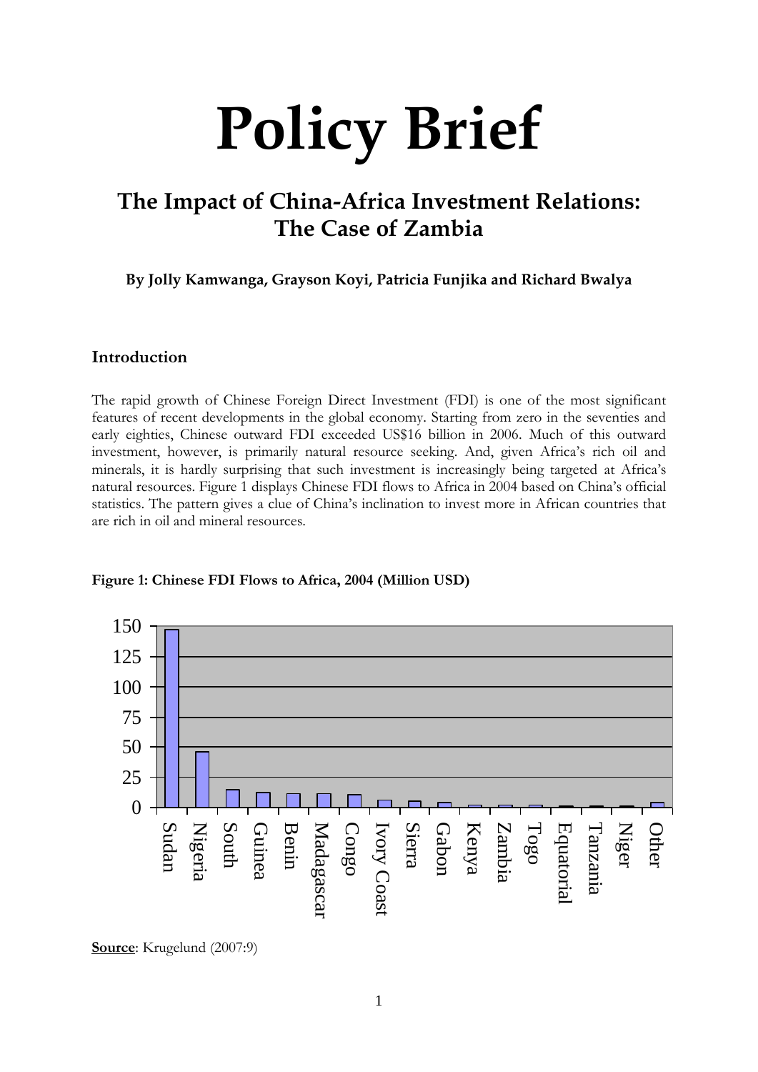# Policy Brief

## The Impact of China-Africa Investment Relations: The Case of Zambia

**By Jolly Kamwanga, Grayson Koyi, Patricia Funjika and Richard Bwalya**

### Introduction

The rapid growth of Chinese Foreign Direct Investment (FDI) is one of the most significant features of recent developments in the global economy. Starting from zero in the seventies and early eighties, Chinese outward FDI exceeded US$16 billion in 2006. Much of this outward investment, however, is primarily natural resource seeking. And, given Africa's rich oil and minerals, it is hardly surprising that such investment is increasingly being targeted at Africa's natural resources. Figure 1 displays Chinese FDI flows to Africa in 2004 based on China's official statistics. The pattern gives a clue of China's inclination to invest more in African countries that are rich in oil and mineral resources.

**Figure 1: Chinese FDI Flows to Africa, 2004 (Million USD)**

**Source**: Krugelund (2007:9)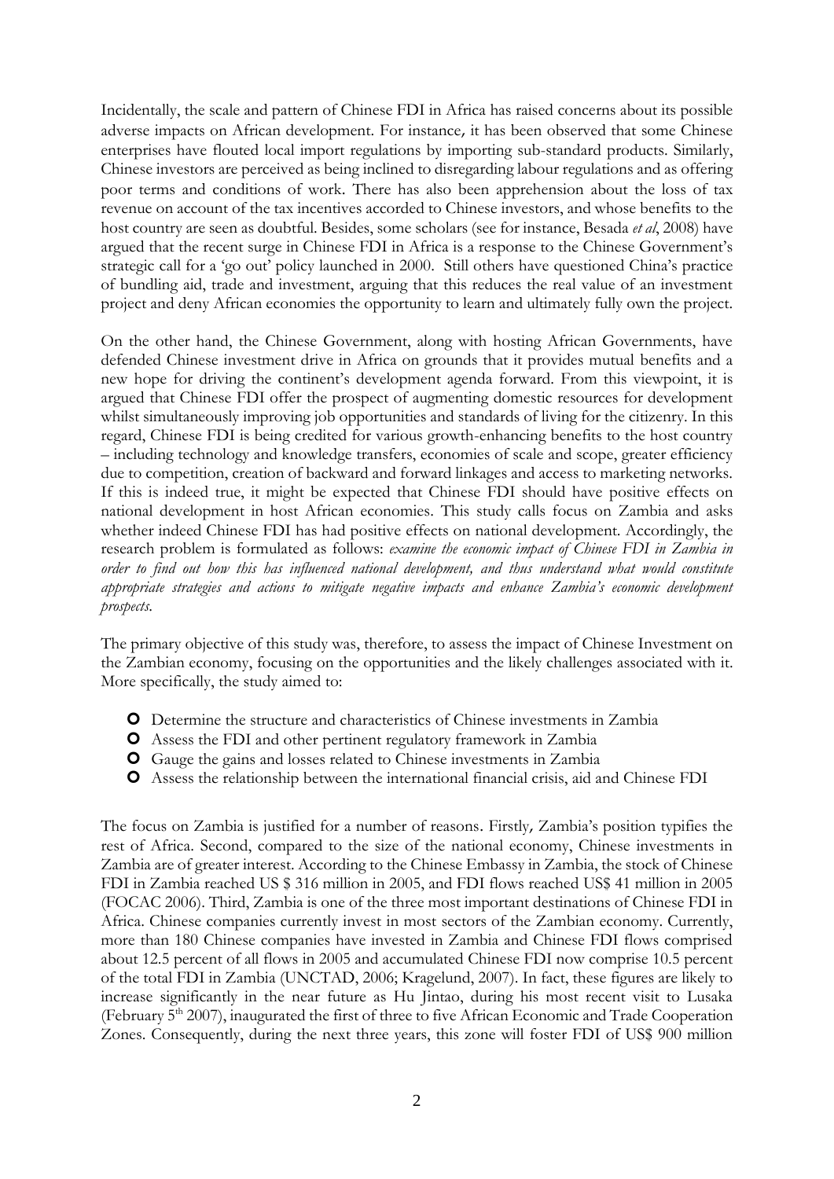Incidentally, the scale and pattern of Chinese FDI in Africa has raised concerns about its possible adverse impacts on African development. For instance, it has been observed that some Chinese enterprises have flouted local import regulations by importing sub-standard products. Similarly, Chinese investors are perceived as being inclined to disregarding labour regulations and as offering poor terms and conditions of work. There has also been apprehension about the loss of tax revenue on account of the tax incentives accorded to Chinese investors, and whose benefits to the host country are seen as doubtful. Besides, some scholars (see for instance, Besada *et al*, 2008) have argued that the recent surge in Chinese FDI in Africa is a response to the Chinese Government's strategic call for a 'go out' policy launched in 2000. Still others have questioned China's practice of bundling aid, trade and investment, arguing that this reduces the real value of an investment project and deny African economies the opportunity to learn and ultimately fully own the project.

On the other hand, the Chinese Government, along with hosting African Governments, have defended Chinese investment drive in Africa on grounds that it provides mutual benefits and a new hope for driving the continent's development agenda forward. From this viewpoint, it is argued that Chinese FDI offer the prospect of augmenting domestic resources for development whilst simultaneously improving job opportunities and standards of living for the citizenry. In this regard, Chinese FDI is being credited for various growth-enhancing benefits to the host country – including technology and knowledge transfers, economies of scale and scope, greater efficiency due to competition, creation of backward and forward linkages and access to marketing networks. If this is indeed true, it might be expected that Chinese FDI should have positive effects on national development in host African economies. This study calls focus on Zambia and asks whether indeed Chinese FDI has had positive effects on national development. Accordingly, the research problem is formulated as follows: *examine the economic impact of Chinese FDI in Zambia in order to find out how this has influenced national development, and thus understand what would constitute appropriate strategies and actions to mitigate negative impacts and enhance Zambia's economic development prospects.*

The primary objective of this study was, therefore, to assess the impact of Chinese Investment on the Zambian economy, focusing on the opportunities and the likely challenges associated with it. More specifically, the study aimed to:

- Determine the structure and characteristics of Chinese investments in Zambia
- Assess the FDI and other pertinent regulatory framework in Zambia
- Gauge the gains and losses related to Chinese investments in Zambia
- Assess the relationship between the international financial crisis, aid and Chinese FDI

The focus on Zambia is justified for a number of reasons. Firstly, Zambia's position typifies the rest of Africa. Second, compared to the size of the national economy, Chinese investments in Zambia are of greater interest. According to the Chinese Embassy in Zambia, the stock of Chinese FDI in Zambia reached US $ 316 million in 2005, and FDI flows reached US$ 41 million in 2005 (FOCAC 2006). Third, Zambia is one of the three most important destinations of Chinese FDI in Africa. Chinese companies currently invest in most sectors of the Zambian economy. Currently, more than 180 Chinese companies have invested in Zambia and Chinese FDI flows comprised about 12.5 percent of all flows in 2005 and accumulated Chinese FDI now comprise 10.5 percent of the total FDI in Zambia (UNCTAD, 2006; Kragelund, 2007). In fact, these figures are likely to increase significantly in the near future as Hu Jintao, during his most recent visit to Lusaka (February 5th 2007), inaugurated the first of three to five African Economic and Trade Cooperation Zones. Consequently, during the next three years, this zone will foster FDI of US$ 900 million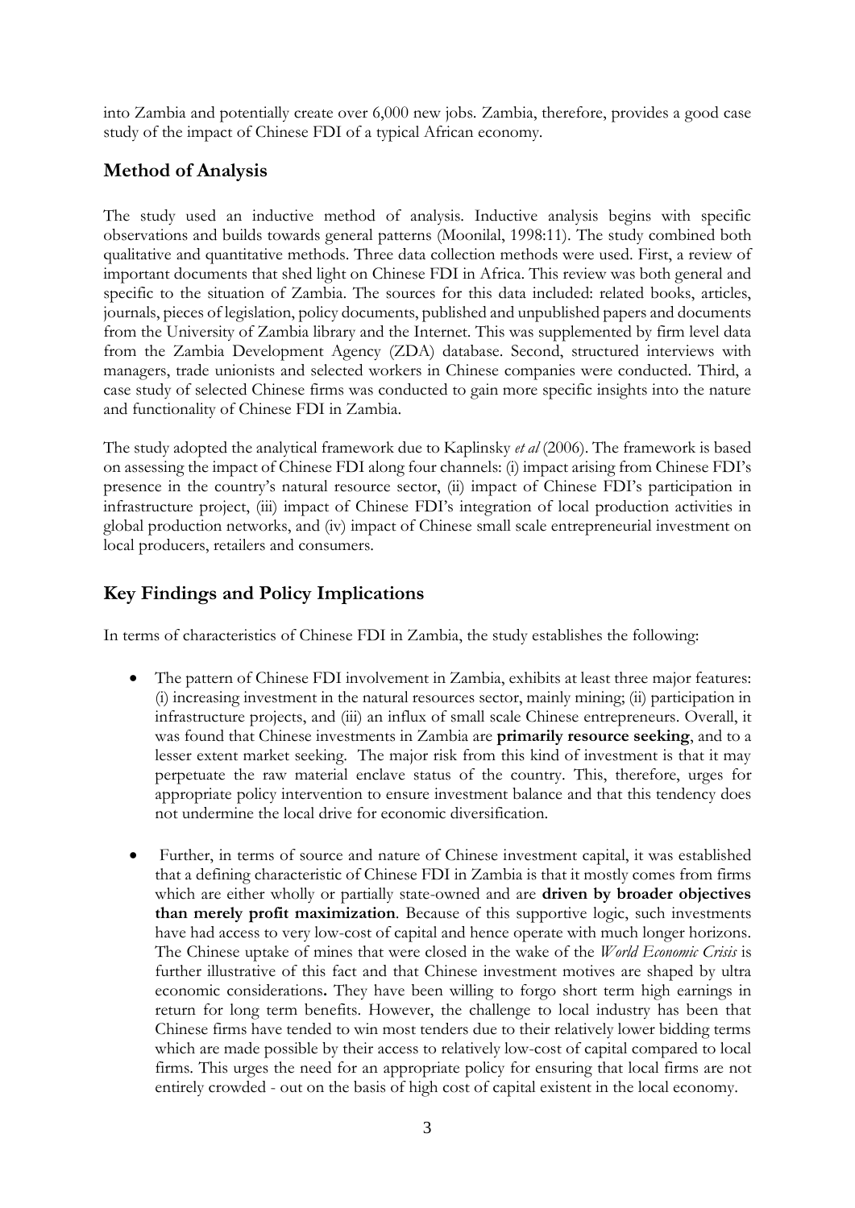into Zambia and potentially create over 6,000 new jobs. Zambia, therefore, provides a good case study of the impact of Chinese FDI of a typical African economy.

## Method of Analysis

The study used an inductive method of analysis. Inductive analysis begins with specific observations and builds towards general patterns (Moonilal, 1998:11). The study combined both qualitative and quantitative methods. Three data collection methods were used. First, a review of important documents that shed light on Chinese FDI in Africa. This review was both general and specific to the situation of Zambia. The sources for this data included: related books, articles, journals, pieces of legislation, policy documents, published and unpublished papers and documents from the University of Zambia library and the Internet. This was supplemented by firm level data from the Zambia Development Agency (ZDA) database. Second, structured interviews with managers, trade unionists and selected workers in Chinese companies were conducted. Third, a case study of selected Chinese firms was conducted to gain more specific insights into the nature and functionality of Chinese FDI in Zambia.

The study adopted the analytical framework due to Kaplinsky *et al* (2006). The framework is based on assessing the impact of Chinese FDI along four channels: (i) impact arising from Chinese FDI's presence in the country's natural resource sector, (ii) impact of Chinese FDI's participation in infrastructure project, (iii) impact of Chinese FDI's integration of local production activities in global production networks, and (iv) impact of Chinese small scale entrepreneurial investment on local producers, retailers and consumers.

## Key Findings and Policy Implications

In terms of characteristics of Chinese FDI in Zambia, the study establishes the following:

- The pattern of Chinese FDI involvement in Zambia, exhibits at least three major features: (i) increasing investment in the natural resources sector, mainly mining; (ii) participation in infrastructure projects, and (iii) an influx of small scale Chinese entrepreneurs. Overall, it was found that Chinese investments in Zambia are **primarily resource seeking**, and to a lesser extent market seeking. The major risk from this kind of investment is that it may perpetuate the raw material enclave status of the country. This, therefore, urges for appropriate policy intervention to ensure investment balance and that this tendency does not undermine the local drive for economic diversification.

- Further, in terms of source and nature of Chinese investment capital, it was established that a defining characteristic of Chinese FDI in Zambia is that it mostly comes from firms which are either wholly or partially state-owned and are **driven by broader objectives than merely profit maximization**. Because of this supportive logic, such investments have had access to very low-cost of capital and hence operate with much longer horizons. The Chinese uptake of mines that were closed in the wake of the *World Economic Crisis* is further illustrative of this fact and that Chinese investment motives are shaped by ultra economic considerations**.** They have been willing to forgo short term high earnings in return for long term benefits. However, the challenge to local industry has been that Chinese firms have tended to win most tenders due to their relatively lower bidding terms which are made possible by their access to relatively low-cost of capital compared to local firms. This urges the need for an appropriate policy for ensuring that local firms are not entirely crowded - out on the basis of high cost of capital existent in the local economy.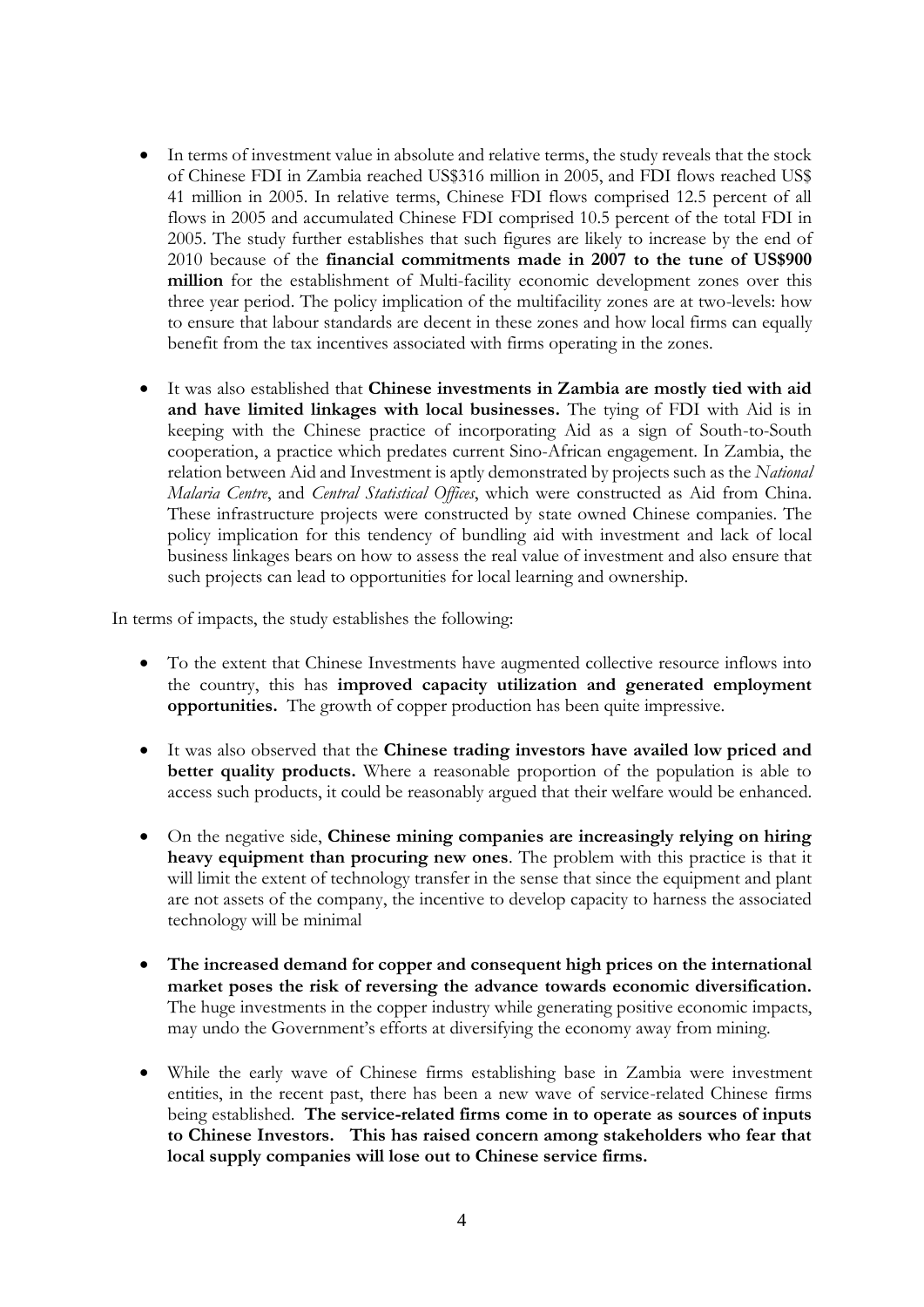- In terms of investment value in absolute and relative terms, the study reveals that the stock of Chinese FDI in Zambia reached US$316 million in 2005, and FDI flows reached US$ 41 million in 2005. In relative terms, Chinese FDI flows comprised 12.5 percent of all flows in 2005 and accumulated Chinese FDI comprised 10.5 percent of the total FDI in 2005. The study further establishes that such figures are likely to increase by the end of 2010 because of the **financial commitments made in 2007 to the tune of US$900 million** for the establishment of Multi-facility economic development zones over this three year period. The policy implication of the multifacility zones are at two-levels: how to ensure that labour standards are decent in these zones and how local firms can equally benefit from the tax incentives associated with firms operating in the zones.

- It was also established that **Chinese investments in Zambia are mostly tied with aid and have limited linkages with local businesses.** The tying of FDI with Aid is in keeping with the Chinese practice of incorporating Aid as a sign of South-to-South cooperation, a practice which predates current Sino-African engagement. In Zambia, the relation between Aid and Investment is aptly demonstrated by projects such as the *National Malaria Centre*, and *Central Statistical Offices*, which were constructed as Aid from China. These infrastructure projects were constructed by state owned Chinese companies. The policy implication for this tendency of bundling aid with investment and lack of local business linkages bears on how to assess the real value of investment and also ensure that such projects can lead to opportunities for local learning and ownership.

In terms of impacts, the study establishes the following:

- To the extent that Chinese Investments have augmented collective resource inflows into the country, this has **improved capacity utilization and generated employment opportunities.** The growth of copper production has been quite impressive.

- It was also observed that the **Chinese trading investors have availed low priced and better quality products.** Where a reasonable proportion of the population is able to access such products, it could be reasonably argued that their welfare would be enhanced.

- On the negative side, **Chinese mining companies are increasingly relying on hiring heavy equipment than procuring new ones**. The problem with this practice is that it will limit the extent of technology transfer in the sense that since the equipment and plant are not assets of the company, the incentive to develop capacity to harness the associated technology will be minimal

- **The increased demand for copper and consequent high prices on the international market poses the risk of reversing the advance towards economic diversification.** The huge investments in the copper industry while generating positive economic impacts, may undo the Government's efforts at diversifying the economy away from mining.

- While the early wave of Chinese firms establishing base in Zambia were investment entities, in the recent past, there has been a new wave of service-related Chinese firms being established. **The service-related firms come in to operate as sources of inputs to Chinese Investors. This has raised concern among stakeholders who fear that local supply companies will lose out to Chinese service firms.**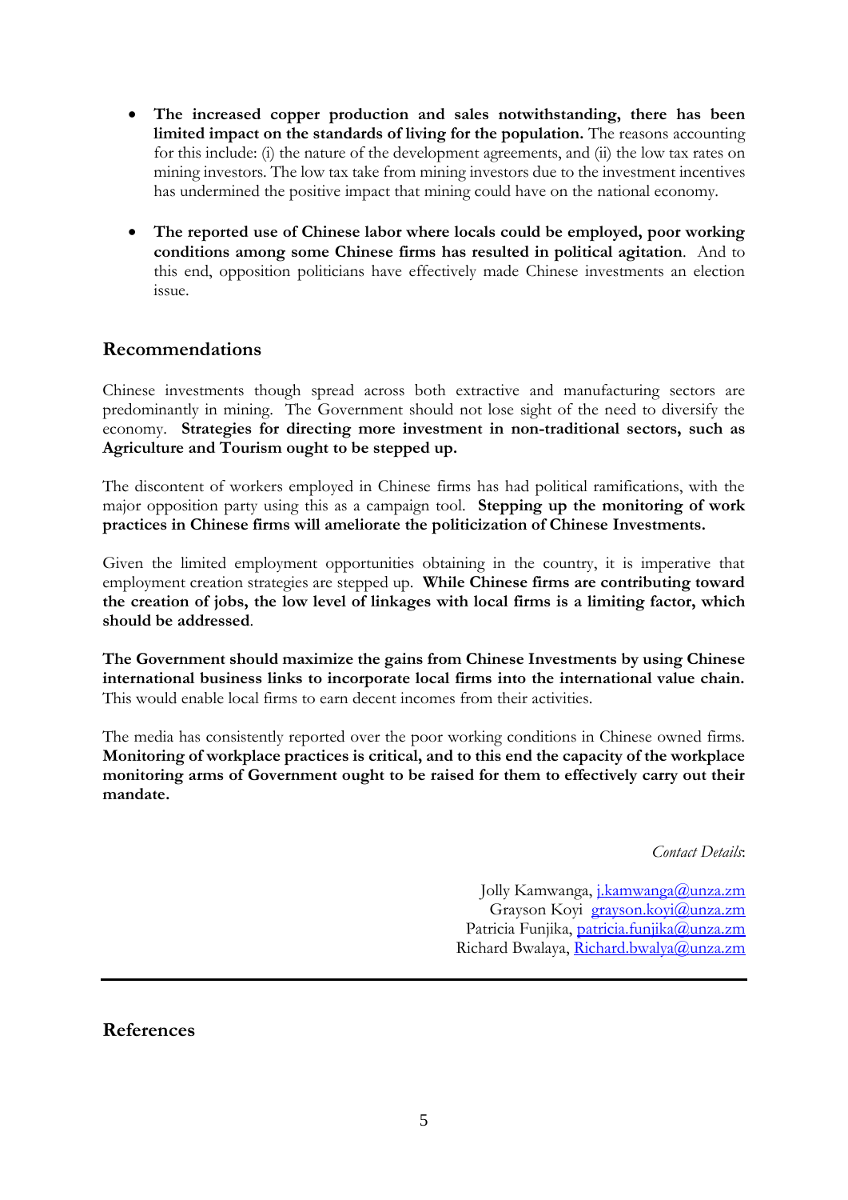- **The increased copper production and sales notwithstanding, there has been limited impact on the standards of living for the population.** The reasons accounting for this include: (i) the nature of the development agreements, and (ii) the low tax rates on mining investors. The low tax take from mining investors due to the investment incentives has undermined the positive impact that mining could have on the national economy.

- **The reported use of Chinese labor where locals could be employed, poor working conditions among some Chinese firms has resulted in political agitation**. And to this end, opposition politicians have effectively made Chinese investments an election issue.

## Recommendations

Chinese investments though spread across both extractive and manufacturing sectors are predominantly in mining. The Government should not lose sight of the need to diversify the economy. **Strategies for directing more investment in non-traditional sectors, such as Agriculture and Tourism ought to be stepped up.**

The discontent of workers employed in Chinese firms has had political ramifications, with the major opposition party using this as a campaign tool. **Stepping up the monitoring of work practices in Chinese firms will ameliorate the politicization of Chinese Investments.**

Given the limited employment opportunities obtaining in the country, it is imperative that employment creation strategies are stepped up. **While Chinese firms are contributing toward the creation of jobs, the low level of linkages with local firms is a limiting factor, which should be addressed**.

**The Government should maximize the gains from Chinese Investments by using Chinese international business links to incorporate local firms into the international value chain.** This would enable local firms to earn decent incomes from their activities.

The media has consistently reported over the poor working conditions in Chinese owned firms. **Monitoring of workplace practices is critical, and to this end the capacity of the workplace monitoring arms of Government ought to be raised for them to effectively carry out their mandate.**

*Contact Details*:

Jolly Kamwanga, j.kamwanga@unza.zm
Grayson Koyi grayson.koyi@unza.zm
Patricia Funjika, patricia.funjika@unza.zm
Richard Bwalaya, Richard.bwalya@unza.zm

---

## References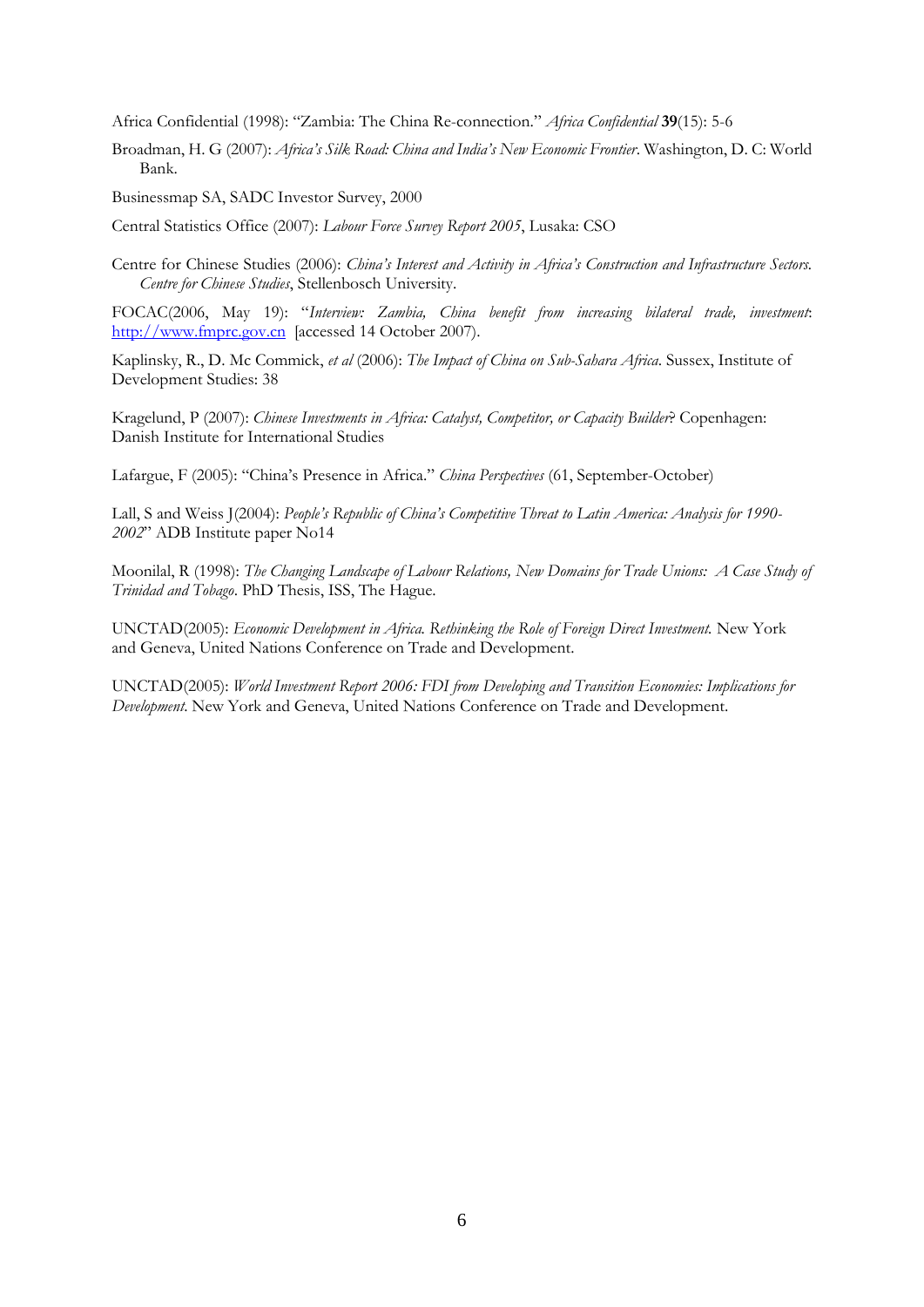Africa Confidential (1998): "Zambia: The China Re-connection." *Africa Confidential* **39**(15): 5-6

Broadman, H. G (2007): *Africa's Silk Road: China and India's New Economic Frontier*. Washington, D. C: World Bank.

Businessmap SA, SADC Investor Survey, 2000

Central Statistics Office (2007): *Labour Force Survey Report 2005*, Lusaka: CSO

Centre for Chinese Studies (2006): *China's Interest and Activity in Africa's Construction and Infrastructure Sectors. Centre for Chinese Studies*, Stellenbosch University.

FOCAC(2006, May 19): "*Interview: Zambia, China benefit from increasing bilateral trade, investment*: http://www.fmprc.gov.cn [accessed 14 October 2007).

Kaplinsky, R., D. Mc Commick, *et al* (2006): *The Impact of China on Sub-Sahara Africa*. Sussex, Institute of Development Studies: 38

Kragelund, P (2007): *Chinese Investments in Africa: Catalyst, Competitor, or Capacity Builder*? Copenhagen: Danish Institute for International Studies

Lafargue, F (2005): "China's Presence in Africa." *China Perspectives* (61, September-October)

Lall, S and Weiss J(2004): *People's Republic of China's Competitive Threat to Latin America: Analysis for 1990-2002*" ADB Institute paper No14

Moonilal, R (1998): *The Changing Landscape of Labour Relations, New Domains for Trade Unions: A Case Study of Trinidad and Tobago*. PhD Thesis, ISS, The Hague.

UNCTAD(2005): *Economic Development in Africa. Rethinking the Role of Foreign Direct Investment.* New York and Geneva, United Nations Conference on Trade and Development.

UNCTAD(2005): *World Investment Report 2006: FDI from Developing and Transition Economies: Implications for Development*. New York and Geneva, United Nations Conference on Trade and Development.